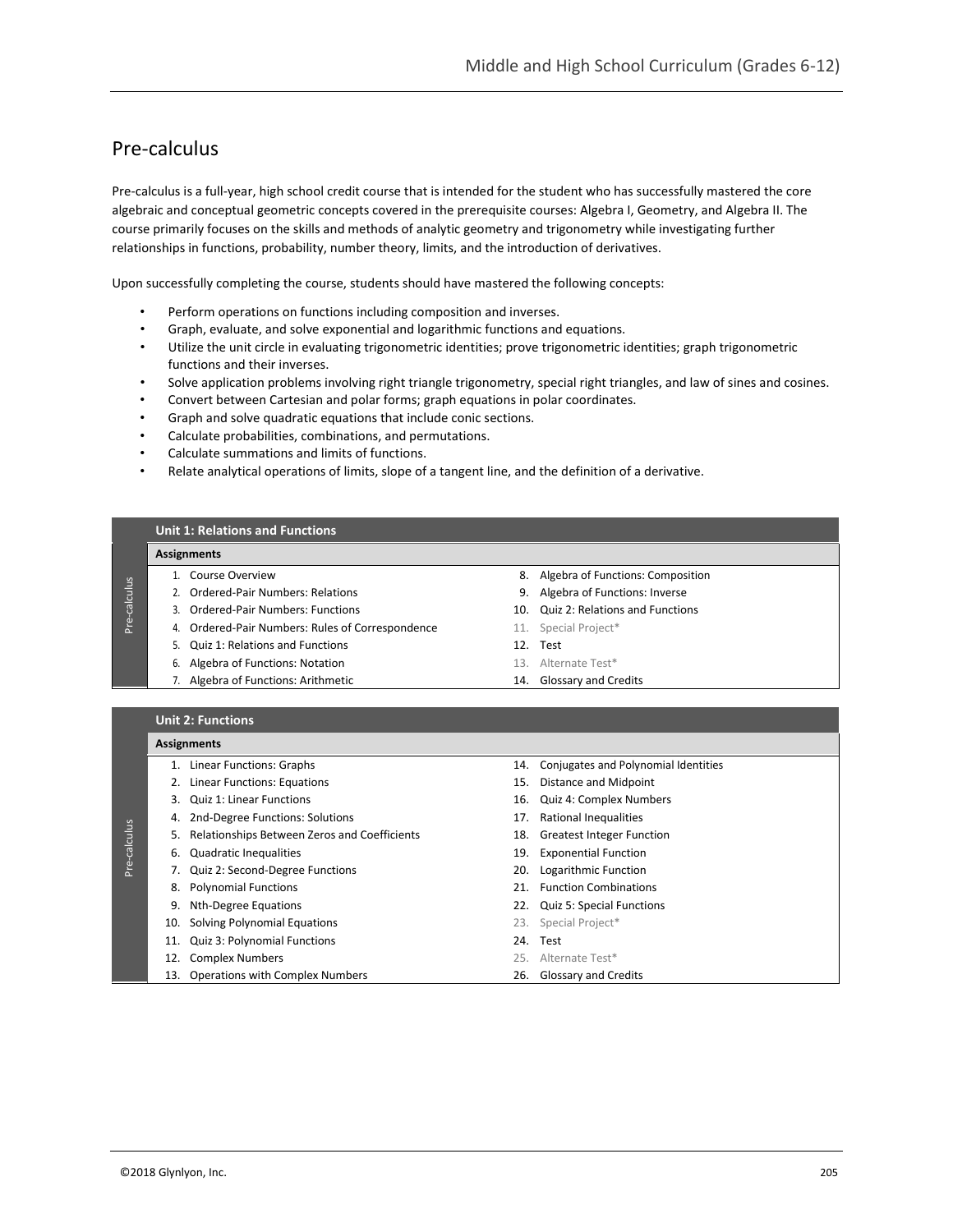# Pre-calculus

Pre-calculus is a full-year, high school credit course that is intended for the student who has successfully mastered the core algebraic and conceptual geometric concepts covered in the prerequisite courses: Algebra I, Geometry, and Algebra II. The course primarily focuses on the skills and methods of analytic geometry and trigonometry while investigating further relationships in functions, probability, number theory, limits, and the introduction of derivatives.

Upon successfully completing the course, students should have mastered the following concepts:

- Perform operations on functions including composition and inverses.
- Graph, evaluate, and solve exponential and logarithmic functions and equations.
- Utilize the unit circle in evaluating trigonometric identities; prove trigonometric identities; graph trigonometric functions and their inverses.
- Solve application problems involving right triangle trigonometry, special right triangles, and law of sines and cosines.
- Convert between Cartesian and polar forms; graph equations in polar coordinates.
- Graph and solve quadratic equations that include conic sections.
- Calculate probabilities, combinations, and permutations.
- Calculate summations and limits of functions.
- Relate analytical operations of limits, slope of a tangent line, and the definition of a derivative.

## Unit 1: Relations and Functions

**Assignments**

1. Course Overview
2. Ordered-Pair Numbers: Relations
3. Ordered-Pair Numbers: Functions
4. Ordered-Pair Numbers: Rules of Correspondence
5. Quiz 1: Relations and Functions
6. Algebra of Functions: Notation
7. Algebra of Functions: Arithmetic
8. Algebra of Functions: Composition
9. Algebra of Functions: Inverse
10. Quiz 2: Relations and Functions
11. Special Project*
12. Test
13. Alternate Test*
14. Glossary and Credits

## Unit 2: Functions

**Assignments**

1. Linear Functions: Graphs
2. Linear Functions: Equations
3. Quiz 1: Linear Functions
4. 2nd-Degree Functions: Solutions
5. Relationships Between Zeros and Coefficients
6. Quadratic Inequalities
7. Quiz 2: Second-Degree Functions
8. Polynomial Functions
9. Nth-Degree Equations
10. Solving Polynomial Equations
11. Quiz 3: Polynomial Functions
12. Complex Numbers
13. Operations with Complex Numbers
14. Conjugates and Polynomial Identities
15. Distance and Midpoint
16. Quiz 4: Complex Numbers
17. Rational Inequalities
18. Greatest Integer Function
19. Exponential Function
20. Logarithmic Function
21. Function Combinations
22. Quiz 5: Special Functions
23. Special Project*
24. Test
25. Alternate Test*
26. Glossary and Credits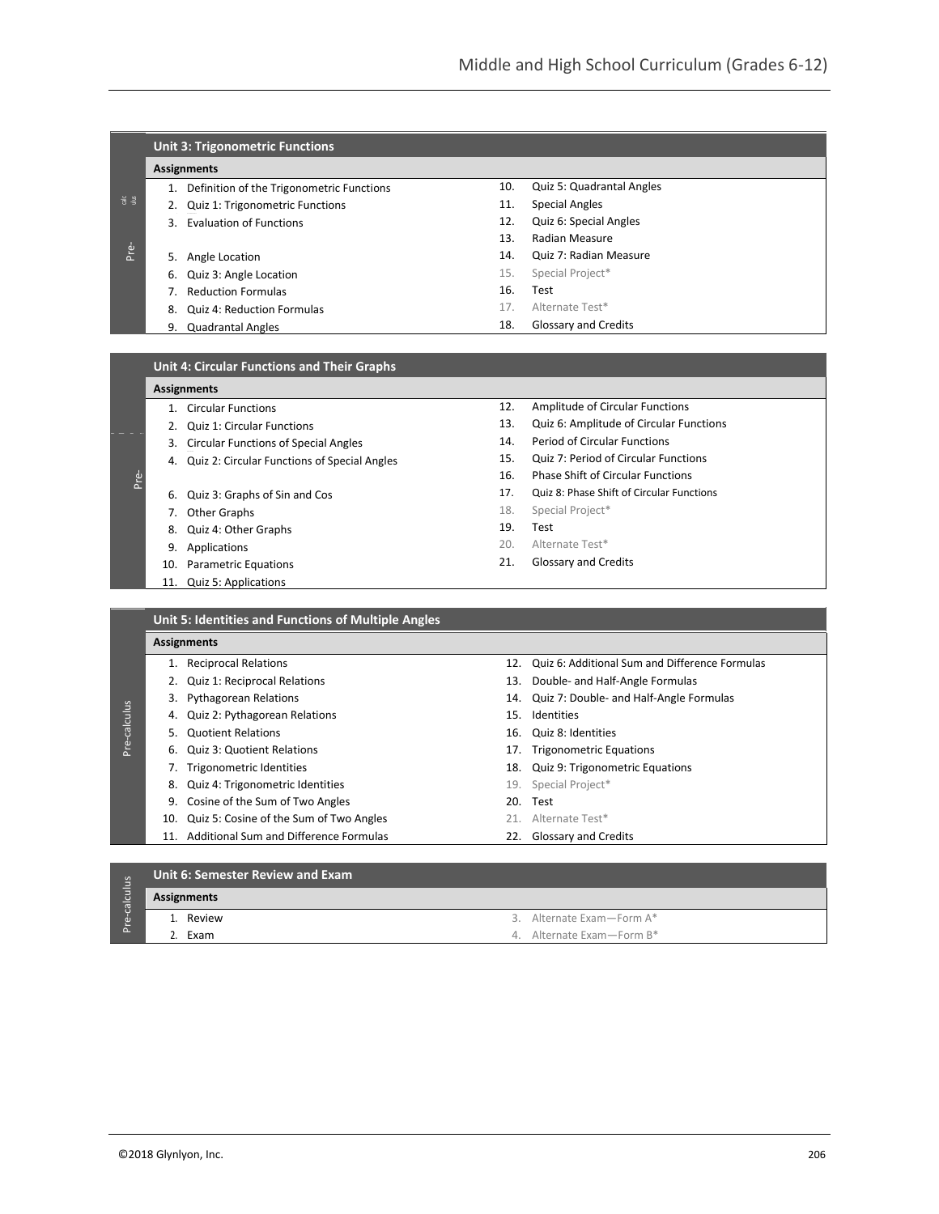## Unit 3: Trigonometric Functions

**Assignments**

1. Definition of the Trigonometric Functions
2. Quiz 1: Trigonometric Functions
3. Evaluation of Functions
5. Angle Location
6. Quiz 3: Angle Location
7. Reduction Formulas
8. Quiz 4: Reduction Formulas
9. Quadrantal Angles
10. Quiz 5: Quadrantal Angles
11. Special Angles
12. Quiz 6: Special Angles
13. Radian Measure
14. Quiz 7: Radian Measure
15. Special Project*
16. Test
17. Alternate Test*
18. Glossary and Credits

## Unit 4: Circular Functions and Their Graphs

**Assignments**

1. Circular Functions
2. Quiz 1: Circular Functions
3. Circular Functions of Special Angles
4. Quiz 2: Circular Functions of Special Angles
6. Quiz 3: Graphs of Sin and Cos
7. Other Graphs
8. Quiz 4: Other Graphs
9. Applications
10. Parametric Equations
11. Quiz 5: Applications
12. Amplitude of Circular Functions
13. Quiz 6: Amplitude of Circular Functions
14. Period of Circular Functions
15. Quiz 7: Period of Circular Functions
16. Phase Shift of Circular Functions
17. Quiz 8: Phase Shift of Circular Functions
18. Special Project*
19. Test
20. Alternate Test*
21. Glossary and Credits

## Unit 5: Identities and Functions of Multiple Angles

**Assignments**

1. Reciprocal Relations
2. Quiz 1: Reciprocal Relations
3. Pythagorean Relations
4. Quiz 2: Pythagorean Relations
5. Quotient Relations
6. Quiz 3: Quotient Relations
7. Trigonometric Identities
8. Quiz 4: Trigonometric Identities
9. Cosine of the Sum of Two Angles
10. Quiz 5: Cosine of the Sum of Two Angles
11. Additional Sum and Difference Formulas
12. Quiz 6: Additional Sum and Difference Formulas
13. Double- and Half-Angle Formulas
14. Quiz 7: Double- and Half-Angle Formulas
15. Identities
16. Quiz 8: Identities
17. Trigonometric Equations
18. Quiz 9: Trigonometric Equations
19. Special Project*
20. Test
21. Alternate Test*
22. Glossary and Credits

## Unit 6: Semester Review and Exam

**Assignments**

1. Review
2. Exam
3. Alternate Exam—Form A*
4. Alternate Exam—Form B*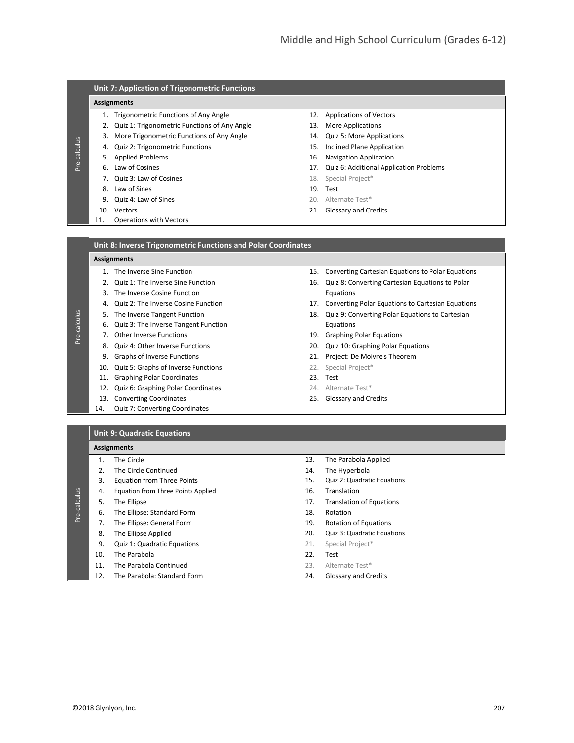## Unit 7: Application of Trigonometric Functions

**Assignments**

1. Trigonometric Functions of Any Angle
2. Quiz 1: Trigonometric Functions of Any Angle
3. More Trigonometric Functions of Any Angle
4. Quiz 2: Trigonometric Functions
5. Applied Problems
6. Law of Cosines
7. Quiz 3: Law of Cosines
8. Law of Sines
9. Quiz 4: Law of Sines
10. Vectors
11. Operations with Vectors
12. Applications of Vectors
13. More Applications
14. Quiz 5: More Applications
15. Inclined Plane Application
16. Navigation Application
17. Quiz 6: Additional Application Problems
18. Special Project*
19. Test
20. Alternate Test*
21. Glossary and Credits

## Unit 8: Inverse Trigonometric Functions and Polar Coordinates

**Assignments**

1. The Inverse Sine Function
2. Quiz 1: The Inverse Sine Function
3. The Inverse Cosine Function
4. Quiz 2: The Inverse Cosine Function
5. The Inverse Tangent Function
6. Quiz 3: The Inverse Tangent Function
7. Other Inverse Functions
8. Quiz 4: Other Inverse Functions
9. Graphs of Inverse Functions
10. Quiz 5: Graphs of Inverse Functions
11. Graphing Polar Coordinates
12. Quiz 6: Graphing Polar Coordinates
13. Converting Coordinates
14. Quiz 7: Converting Coordinates
15. Converting Cartesian Equations to Polar Equations
16. Quiz 8: Converting Cartesian Equations to Polar Equations
17. Converting Polar Equations to Cartesian Equations
18. Quiz 9: Converting Polar Equations to Cartesian Equations
19. Graphing Polar Equations
20. Quiz 10: Graphing Polar Equations
21. Project: De Moivre's Theorem
22. Special Project*
23. Test
24. Alternate Test*
25. Glossary and Credits

## Unit 9: Quadratic Equations

**Assignments**

1. The Circle
2. The Circle Continued
3. Equation from Three Points
4. Equation from Three Points Applied
5. The Ellipse
6. The Ellipse: Standard Form
7. The Ellipse: General Form
8. The Ellipse Applied
9. Quiz 1: Quadratic Equations
10. The Parabola
11. The Parabola Continued
12. The Parabola: Standard Form
13. The Parabola Applied
14. The Hyperbola
15. Quiz 2: Quadratic Equations
16. Translation
17. Translation of Equations
18. Rotation
19. Rotation of Equations
20. Quiz 3: Quadratic Equations
21. Special Project*
22. Test
23. Alternate Test*
24. Glossary and Credits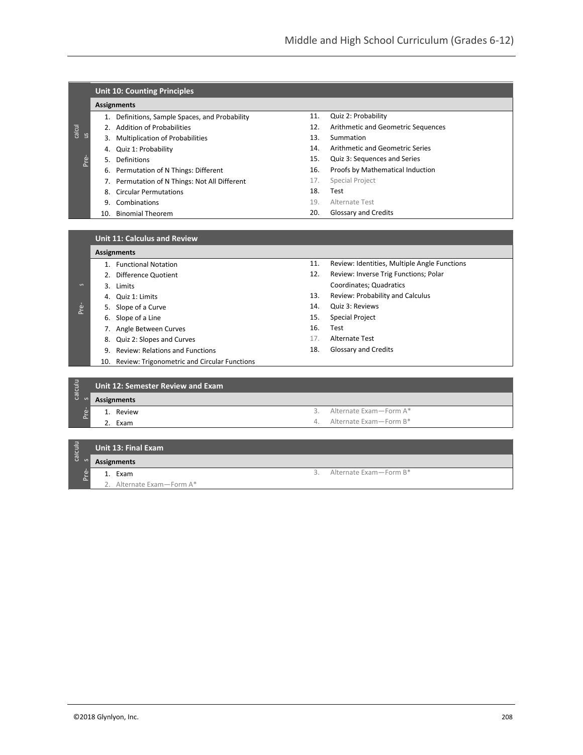### Unit 10: Counting Principles

**Assignments**

1. Definitions, Sample Spaces, and Probability
2. Addition of Probabilities
3. Multiplication of Probabilities
4. Quiz 1: Probability
5. Definitions
6. Permutation of N Things: Different
7. Permutation of N Things: Not All Different
8. Circular Permutations
9. Combinations
10. Binomial Theorem
11. Quiz 2: Probability
12. Arithmetic and Geometric Sequences
13. Summation
14. Arithmetic and Geometric Series
15. Quiz 3: Sequences and Series
16. Proofs by Mathematical Induction
17. Special Project
18. Test
19. Alternate Test
20. Glossary and Credits

### Unit 11: Calculus and Review

**Assignments**

1. Functional Notation
2. Difference Quotient
3. Limits
4. Quiz 1: Limits
5. Slope of a Curve
6. Slope of a Line
7. Angle Between Curves
8. Quiz 2: Slopes and Curves
9. Review: Relations and Functions
10. Review: Trigonometric and Circular Functions
11. Review: Identities, Multiple Angle Functions
12. Review: Inverse Trig Functions; Polar Coordinates; Quadratics
13. Review: Probability and Calculus
14. Quiz 3: Reviews
15. Special Project
16. Test
17. Alternate Test
18. Glossary and Credits

### Unit 12: Semester Review and Exam

**Assignments**

1. Review
2. Exam
3. Alternate Exam—Form A*
4. Alternate Exam—Form B*

### Unit 13: Final Exam

**Assignments**

1. Exam
2. Alternate Exam—Form A*
3. Alternate Exam—Form B*